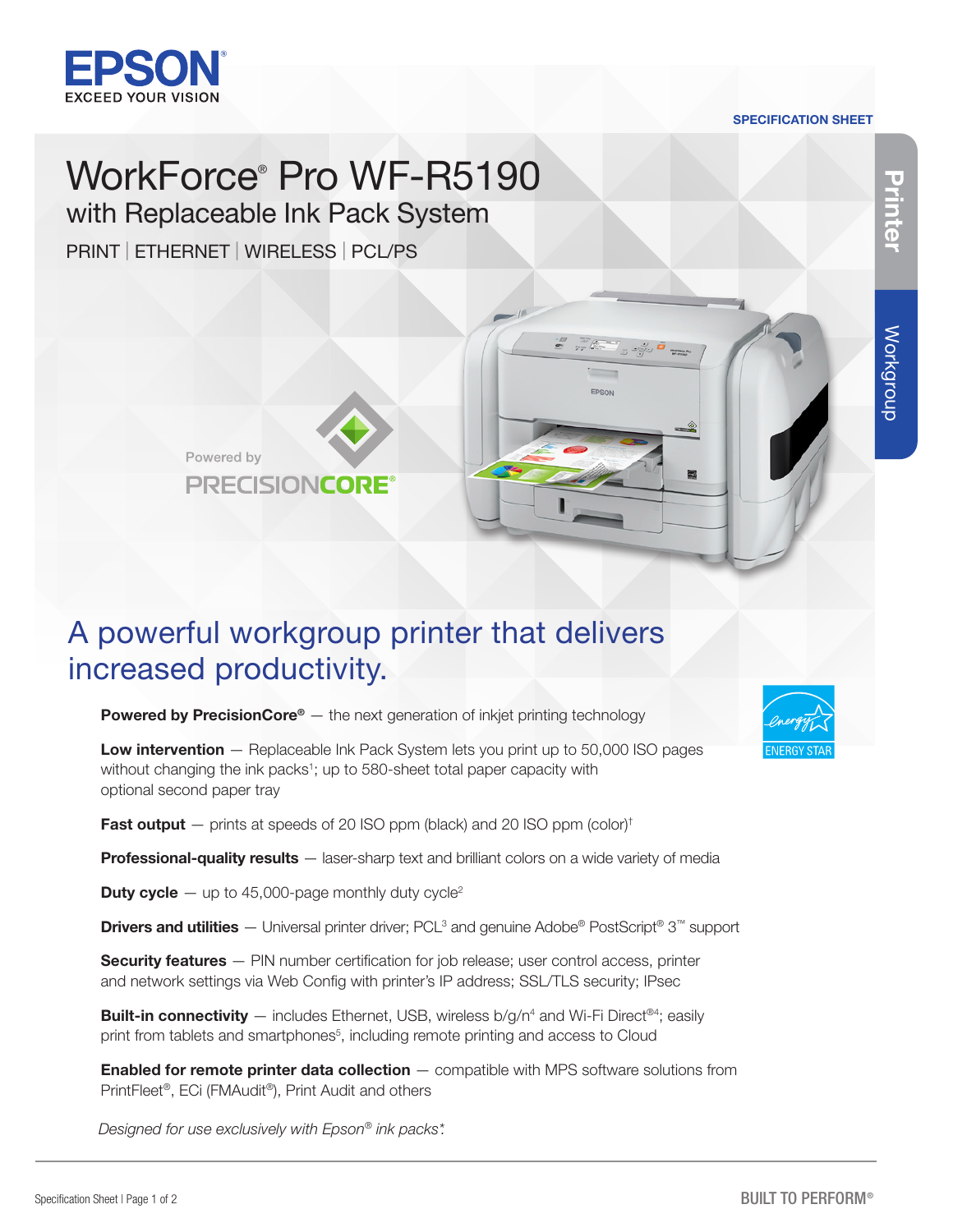EPSON
EXCEED YOUR VISION

SPECIFICATION SHEET

Printer | Workgroup

# WorkForce® Pro WF-R5190

## with Replaceable Ink Pack System

PRINT | ETHERNET | WIRELESS | PCL/PS

Powered by PRECISIONCORE®

## A powerful workgroup printer that delivers increased productivity.

**Powered by PrecisionCore®** — the next generation of inkjet printing technology

**Low intervention** — Replaceable Ink Pack System lets you print up to 50,000 ISO pages without changing the ink packs[1]; up to 580-sheet total paper capacity with optional second paper tray

**Fast output** — prints at speeds of 20 ISO ppm (black) and 20 ISO ppm (color)[†]

**Professional-quality results** — laser-sharp text and brilliant colors on a wide variety of media

**Duty cycle** — up to 45,000-page monthly duty cycle[2]

**Drivers and utilities** — Universal printer driver; PCL[3] and genuine Adobe® PostScript® 3™ support

**Security features** — PIN number certification for job release; user control access, printer and network settings via Web Config with printer's IP address; SSL/TLS security; IPsec

**Built-in connectivity** — includes Ethernet, USB, wireless b/g/n[4] and Wi-Fi Direct®[4]; easily print from tablets and smartphones[5], including remote printing and access to Cloud

**Enabled for remote printer data collection** — compatible with MPS software solutions from PrintFleet®, ECi (FMAudit®), Print Audit and others

*Designed for use exclusively with Epson® ink packs*.*

ENERGY STAR

BUILT TO PERFORM®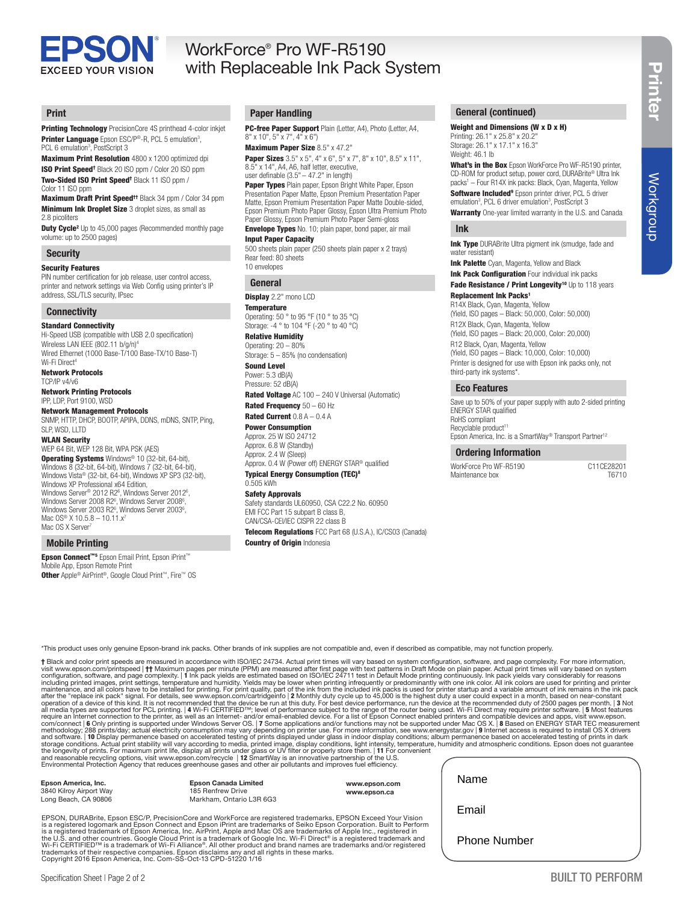# WorkForce® Pro WF-R5190 with Replaceable Ink Pack System

## Print

**Printing Technology** PrecisionCore 4S printhead 4-color inkjet

**Printer Language** Epson ESC/P®-R, PCL 5 emulation[3], PCL 6 emulation[3], PostScript 3

**Maximum Print Resolution** 4800 x 1200 optimized dpi

**ISO Print Speed†** Black 20 ISO ppm / Color 20 ISO ppm

**Two-Sided ISO Print Speed†** Black 11 ISO ppm / Color 11 ISO ppm

**Maximum Draft Print Speed††** Black 34 ppm / Color 34 ppm

**Minimum Ink Droplet Size** 3 droplet sizes, as small as 2.8 picoliters

**Duty Cycle[2]** Up to 45,000 pages (Recommended monthly page volume: up to 2500 pages)

## Security

**Security Features**
PIN number certification for job release, user control access, printer and network settings via Web Config using printer's IP address, SSL/TLS security, IPsec

## Connectivity

**Standard Connectivity**
Hi-Speed USB (compatible with USB 2.0 specification)
Wireless LAN IEEE (802.11 b/g/n)[4]
Wired Ethernet (1000 Base-T/100 Base-TX/10 Base-T)
Wi-Fi Direct[4]

**Network Protocols**
TCP/IP v4/v6

**Network Printing Protocols**
IPP, LDP, Port 9100, WSD

**Network Management Protocols**
SNMP, HTTP, DHCP, BOOTP, APIPA, DDNS, mDNS, SNTP, Ping, SLP, WSD, LLTD

**WLAN Security**
WEP 64 Bit, WEP 128 Bit, WPA PSK (AES)

**Operating Systems** Windows® 10 (32-bit, 64-bit), Windows 8 (32-bit, 64-bit), Windows 7 (32-bit, 64-bit), Windows Vista® (32-bit, 64-bit), Windows XP SP3 (32-bit), Windows XP Professional x64 Edition, Windows Server® 2012 R2[6], Windows Server 2012[6], Windows Server 2008 R2[6], Windows Server 2008[6], Windows Server 2003 R2[6], Windows Server 2003[6], Mac OS® X 10.5.8 – 10.11.x[7]
Mac OS X Server[7]

## Mobile Printing

**Epson Connect™[5]** Epson Email Print, Epson iPrint™ Mobile App, Epson Remote Print

**Other** Apple® AirPrint®, Google Cloud Print™, Fire™ OS

## Paper Handling

**PC-free Paper Support** Plain (Letter, A4), Photo (Letter, A4, 8" x 10", 5" x 7", 4" x 6")

**Maximum Paper Size** 8.5" x 47.2"

**Paper Sizes** 3.5" x 5", 4" x 6", 5" x 7", 8" x 10", 8.5" x 11", 8.5" x 14", A4, A6, half letter, executive, user definable (3.5" – 47.2" in length)

**Paper Types** Plain paper, Epson Bright White Paper, Epson Presentation Paper Matte, Epson Premium Presentation Paper Matte, Epson Premium Presentation Paper Matte Double-sided, Epson Premium Photo Paper Glossy, Epson Ultra Premium Photo Paper Glossy, Epson Premium Photo Paper Semi-gloss

**Envelope Types** No. 10; plain paper, bond paper, air mail

**Input Paper Capacity**
500 sheets plain paper (250 sheets plain paper x 2 trays)
Rear feed: 80 sheets
10 envelopes

## General

**Display** 2.2" mono LCD

**Temperature**
Operating: 50 ° to 95 °F (10 ° to 35 °C)
Storage: -4 ° to 104 °F (-20 ° to 40 °C)

**Relative Humidity**
Operating: 20 – 80%
Storage: 5 – 85% (no condensation)

**Sound Level**
Power: 5.3 dB(A)
Pressure: 52 dB(A)

**Rated Voltage** AC 100 – 240 V Universal (Automatic)

**Rated Frequency** 50 – 60 Hz

**Rated Current** 0.8 A – 0.4 A

**Power Consumption**
Approx. 25 W ISO 24712
Approx. 6.8 W (Standby)
Approx. 2.4 W (Sleep)
Approx. 0.4 W (Power off) ENERGY STAR® qualified

**Typical Energy Consumption (TEC)[8]**
0.505 kWh

**Safety Approvals**
Safety standards UL60950, CSA C22.2 No. 60950
EMI FCC Part 15 subpart B class B, CAN/CSA-CEI/IEC CISPR 22 class B

**Telecom Regulations** FCC Part 68 (U.S.A.), IC/CS03 (Canada)

**Country of Origin** Indonesia

## General (continued)

**Weight and Dimensions (W x D x H)**
Printing: 26.1" x 25.8" x 20.2"
Storage: 26.1" x 17.1" x 16.3"
Weight: 46.1 lb

**What's in the Box** Epson WorkForce Pro WF-R5190 printer, CD-ROM for product setup, power cord, DURABrite® Ultra Ink packs[1] – Four R14X ink packs: Black, Cyan, Magenta, Yellow

**Software Included[9]** Epson printer driver, PCL 5 driver emulation[3], PCL 6 driver emulation[3], PostScript 3

**Warranty** One-year limited warranty in the U.S. and Canada

## Ink

**Ink Type** DURABrite Ultra pigment ink (smudge, fade and water resistant)

**Ink Palette** Cyan, Magenta, Yellow and Black

**Ink Pack Configuration** Four individual ink packs

**Fade Resistance / Print Longevity[10]** Up to 118 years

**Replacement Ink Packs[1]**
R14X Black, Cyan, Magenta, Yellow
(Yield, ISO pages – Black: 50,000, Color: 50,000)
R12X Black, Cyan, Magenta, Yellow
(Yield, ISO pages – Black: 20,000, Color: 20,000)
R12 Black, Cyan, Magenta, Yellow
(Yield, ISO pages – Black: 10,000, Color: 10,000)
Printer is designed for use with Epson ink packs only, not third-party ink systems*.

## Eco Features

Save up to 50% of your paper supply with auto 2-sided printing
ENERGY STAR qualified
RoHS compliant
Recyclable product[11]
Epson America, Inc. is a SmartWay® Transport Partner[12]

## Ordering Information

| | |
|---|---|
| WorkForce Pro WF-R5190 | C11CE28201 |
| Maintenance box | T6710 |

*This product uses only genuine Epson-brand ink packs. Other brands of ink supplies are not compatible and, even if described as compatible, may not function properly.

† Black and color print speeds are measured in accordance with ISO/IEC 24734. Actual print times will vary based on system configuration, software, and page complexity. For more information, visit www.epson.com/printspeed | †† Maximum pages per minute (PPM) are measured after first page with text patterns in Draft Mode on plain paper. Actual print times will vary based on system configuration, software, and page complexity. | **1** Ink pack yields are estimated based on ISO/IEC 24711 test in Default Mode printing continuously. Ink pack yields vary considerably for reasons including printed images, print settings, temperature and humidity. Yields may be lower when printing infrequently or predominantly with one ink color. All ink colors are used for printing and printer maintenance, and all colors have to be installed for printing. For print quality, part of the ink from the included ink packs is used for printer startup and a variable amount of ink remains in the ink pack after the "replace ink pack" signal. For details, see www.epson.com/cartridgeinfo | **2** Monthly duty cycle up to 45,000 is the highest duty a user could expect in a month, based on near-constant operation of a device of this kind. It is not recommended that the device be run at this duty. For best device performance, run the device at the recommended duty of 2500 pages per month. | **3** Not all media types are supported for PCL printing. | **4** Wi-Fi CERTIFIED™; level of performance subject to the range of the router being used. Wi-Fi Direct may require printer software. | **5** Most features require an Internet connection to the printer, as well as an Internet- and/or email-enabled device. For a list of Epson Connect enabled printers and compatible devices and apps, visit www.epson.com/connect | **6** Only printing is supported under Windows Server OS. | **7** Some applications and/or functions may not be supported under Mac OS X. | **8** Based on ENERGY STAR TEC measurement methodology; 288 prints/day; actual electricity consumption may vary depending on printer use. For more information, see www.energystar.gov | **9** Internet access is required to install OS X drivers and software. | **10** Display permanence based on accelerated testing of prints displayed under glass in indoor display conditions; album permanence based on accelerated testing of prints in dark storage conditions. Actual print stability will vary according to media, printed image, display conditions, light intensity, temperature, humidity and atmospheric conditions. Epson does not guarantee the longevity of prints. For maximum print life, display all prints under glass or UV filter or properly store them. | **11** For convenient and reasonable recycling options, visit www.epson.com/recycle | **12** SmartWay is an innovative partnership of the U.S. Environmental Protection Agency that reduces greenhouse gases and other air pollutants and improves fuel efficiency.

**Epson America, Inc.**
3840 Kilroy Airport Way
Long Beach, CA 90806

**Epson Canada Limited**
185 Renfrew Drive
Markham, Ontario L3R 6G3

**www.epson.com**
**www.epson.ca**

Name

Email

Phone Number

EPSON, DURABrite, Epson ESC/P, PrecisionCore and WorkForce are registered trademarks, EPSON Exceed Your Vision is a registered logomark and Epson Connect and Epson iPrint are trademarks of Seiko Epson Corporation. Built to Perform is a registered trademark of Epson America, Inc. AirPrint, Apple and Mac OS are trademarks of Apple Inc., registered in the U.S. and other countries. Google Cloud Print is a trademark of Google Inc. Wi-Fi Direct® is a registered trademark and Wi-Fi CERTIFIED™ is a trademark of Wi-Fi Alliance®. All other product and brand names are trademarks and/or registered trademarks of their respective companies. Epson disclaims any and all rights in these marks.
Copyright 2016 Epson America, Inc. Com-SS-Oct-13 CPD-51220 1/16

BUILT TO PERFORM